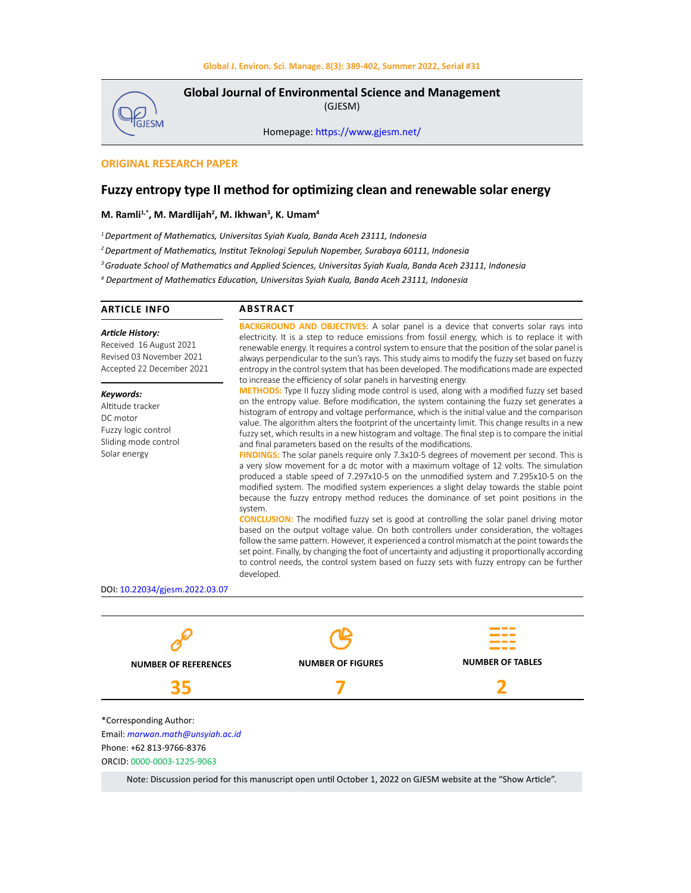Global Journal of Environmental Science and Management
(GJESM)

Homepage: https://www.gjesm.net/

**ORIGINAL RESEARCH PAPER**

# Fuzzy entropy type II method for optimizing clean and renewable solar energy

**M. Ramli[1,*], M. Mardlijah[2], M. Ikhwan[3], K. Umam[4]**

[1] *Department of Mathematics, Universitas Syiah Kuala, Banda Aceh 23111, Indonesia*

[2] *Department of Mathematics, Institut Teknologi Sepuluh Nopember, Surabaya 60111, Indonesia*

[3] *Graduate School of Mathematics and Applied Sciences, Universitas Syiah Kuala, Banda Aceh 23111, Indonesia*

[4] *Department of Mathematics Education, Universitas Syiah Kuala, Banda Aceh 23111, Indonesia*

## ARTICLE INFO

***Article History:***
Received 16 August 2021
Revised 03 November 2021
Accepted 22 December 2021

***Keywords:***
Altitude tracker
DC motor
Fuzzy logic control
Sliding mode control
Solar energy

## ABSTRACT

**BACKGROUND AND OBJECTIVES:** A solar panel is a device that converts solar rays into electricity. It is a step to reduce emissions from fossil energy, which is to replace it with renewable energy. It requires a control system to ensure that the position of the solar panel is always perpendicular to the sun's rays. This study aims to modify the fuzzy set based on fuzzy entropy in the control system that has been developed. The modifications made are expected to increase the efficiency of solar panels in harvesting energy.

**METHODS:** Type II fuzzy sliding mode control is used, along with a modified fuzzy set based on the entropy value. Before modification, the system containing the fuzzy set generates a histogram of entropy and voltage performance, which is the initial value and the comparison value. The algorithm alters the footprint of the uncertainty limit. This change results in a new fuzzy set, which results in a new histogram and voltage. The final step is to compare the initial and final parameters based on the results of the modifications.

**FINDINGS:** The solar panels require only 7.3x10-5 degrees of movement per second. This is a very slow movement for a dc motor with a maximum voltage of 12 volts. The simulation produced a stable speed of 7.297x10-5 on the unmodified system and 7.295x10-5 on the modified system. The modified system experiences a slight delay towards the stable point because the fuzzy entropy method reduces the dominance of set point positions in the system.

**CONCLUSION:** The modified fuzzy set is good at controlling the solar panel driving motor based on the output voltage value. On both controllers under consideration, the voltages follow the same pattern. However, it experienced a control mismatch at the point towards the set point. Finally, by changing the foot of uncertainty and adjusting it proportionally according to control needs, the control system based on fuzzy sets with fuzzy entropy can be further developed.

DOI: 10.22034/gjesm.2022.03.07

| NUMBER OF REFERENCES | NUMBER OF FIGURES | NUMBER OF TABLES |
|---|---|---|
| 35 | 7 | 2 |

*Corresponding Author:
Email: *marwan.math@unsyiah.ac.id*
Phone: +62 813-9766-8376
ORCID: 0000-0003-1225-9063

Note: Discussion period for this manuscript open until October 1, 2022 on GJESM website at the "Show Article".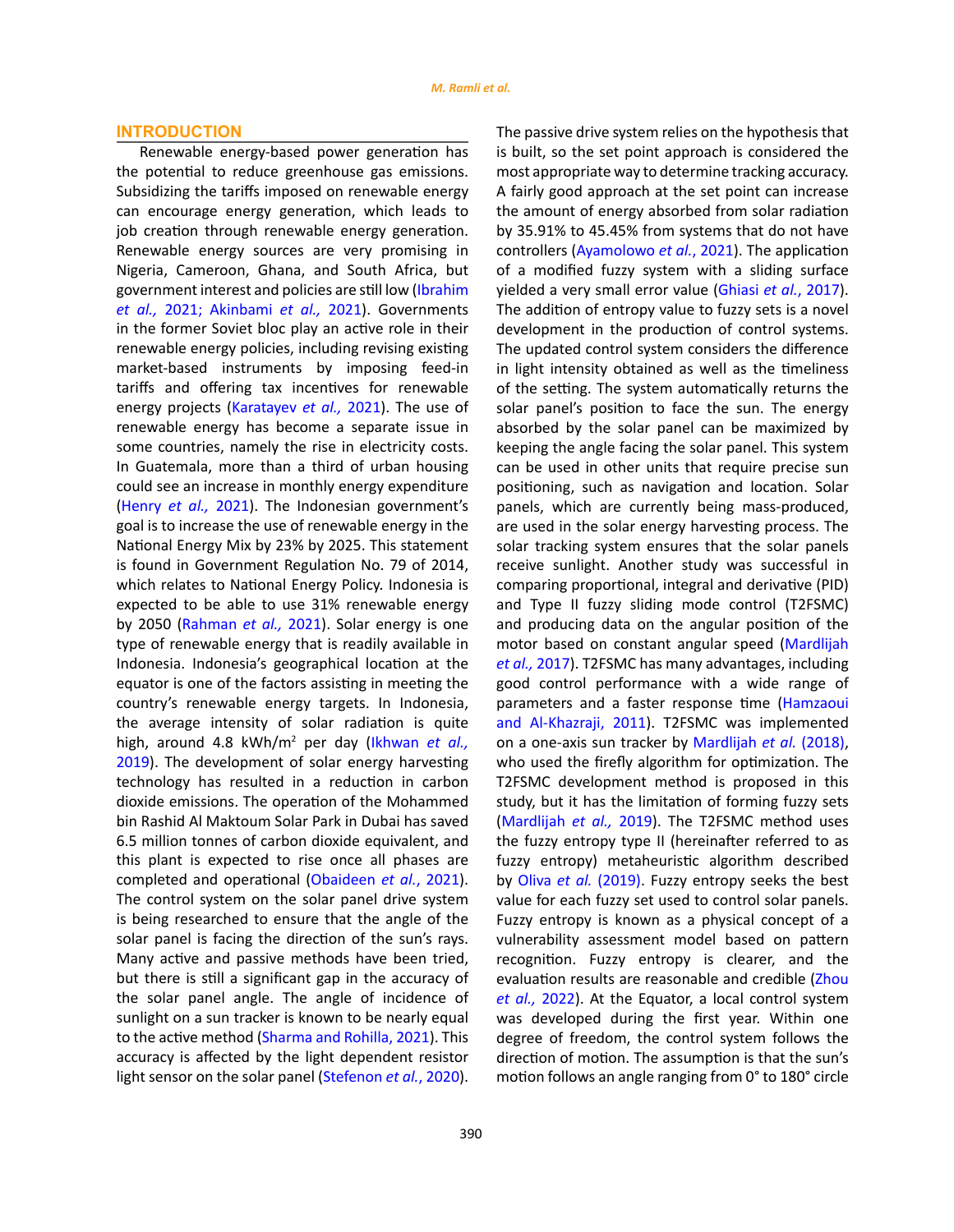## INTRODUCTION

Renewable energy-based power generation has the potential to reduce greenhouse gas emissions. Subsidizing the tariffs imposed on renewable energy can encourage energy generation, which leads to job creation through renewable energy generation. Renewable energy sources are very promising in Nigeria, Cameroon, Ghana, and South Africa, but government interest and policies are still low (Ibrahim *et al.,* 2021; Akinbami *et al.,* 2021). Governments in the former Soviet bloc play an active role in their renewable energy policies, including revising existing market-based instruments by imposing feed-in tariffs and offering tax incentives for renewable energy projects (Karatayev *et al.,* 2021). The use of renewable energy has become a separate issue in some countries, namely the rise in electricity costs. In Guatemala, more than a third of urban housing could see an increase in monthly energy expenditure (Henry *et al.,* 2021). The Indonesian government's goal is to increase the use of renewable energy in the National Energy Mix by 23% by 2025. This statement is found in Government Regulation No. 79 of 2014, which relates to National Energy Policy. Indonesia is expected to be able to use 31% renewable energy by 2050 (Rahman *et al.,* 2021). Solar energy is one type of renewable energy that is readily available in Indonesia. Indonesia's geographical location at the equator is one of the factors assisting in meeting the country's renewable energy targets. In Indonesia, the average intensity of solar radiation is quite high, around 4.8 kWh/m$^2$ per day (Ikhwan *et al.,* 2019). The development of solar energy harvesting technology has resulted in a reduction in carbon dioxide emissions. The operation of the Mohammed bin Rashid Al Maktoum Solar Park in Dubai has saved 6.5 million tonnes of carbon dioxide equivalent, and this plant is expected to rise once all phases are completed and operational (Obaideen *et al.*, 2021). The control system on the solar panel drive system is being researched to ensure that the angle of the solar panel is facing the direction of the sun's rays. Many active and passive methods have been tried, but there is still a significant gap in the accuracy of the solar panel angle. The angle of incidence of sunlight on a sun tracker is known to be nearly equal to the active method (Sharma and Rohilla, 2021). This accuracy is affected by the light dependent resistor light sensor on the solar panel (Stefenon *et al.*, 2020). The passive drive system relies on the hypothesis that is built, so the set point approach is considered the most appropriate way to determine tracking accuracy. A fairly good approach at the set point can increase the amount of energy absorbed from solar radiation by 35.91% to 45.45% from systems that do not have controllers (Ayamolowo *et al.*, 2021). The application of a modified fuzzy system with a sliding surface yielded a very small error value (Ghiasi *et al.*, 2017). The addition of entropy value to fuzzy sets is a novel development in the production of control systems. The updated control system considers the difference in light intensity obtained as well as the timeliness of the setting. The system automatically returns the solar panel's position to face the sun. The energy absorbed by the solar panel can be maximized by keeping the angle facing the solar panel. This system can be used in other units that require precise sun positioning, such as navigation and location. Solar panels, which are currently being mass-produced, are used in the solar energy harvesting process. The solar tracking system ensures that the solar panels receive sunlight. Another study was successful in comparing proportional, integral and derivative (PID) and Type II fuzzy sliding mode control (T2FSMC) and producing data on the angular position of the motor based on constant angular speed (Mardlijah *et al.,* 2017). T2FSMC has many advantages, including good control performance with a wide range of parameters and a faster response time (Hamzaoui and Al-Khazraji, 2011). T2FSMC was implemented on a one-axis sun tracker by Mardlijah *et al.* (2018), who used the firefly algorithm for optimization. The T2FSMC development method is proposed in this study, but it has the limitation of forming fuzzy sets (Mardlijah *et al.,* 2019). The T2FSMC method uses the fuzzy entropy type II (hereinafter referred to as fuzzy entropy) metaheuristic algorithm described by Oliva *et al.* (2019). Fuzzy entropy seeks the best value for each fuzzy set used to control solar panels. Fuzzy entropy is known as a physical concept of a vulnerability assessment model based on pattern recognition. Fuzzy entropy is clearer, and the evaluation results are reasonable and credible (Zhou *et al.,* 2022). At the Equator, a local control system was developed during the first year. Within one degree of freedom, the control system follows the direction of motion. The assumption is that the sun's motion follows an angle ranging from 0° to 180° circle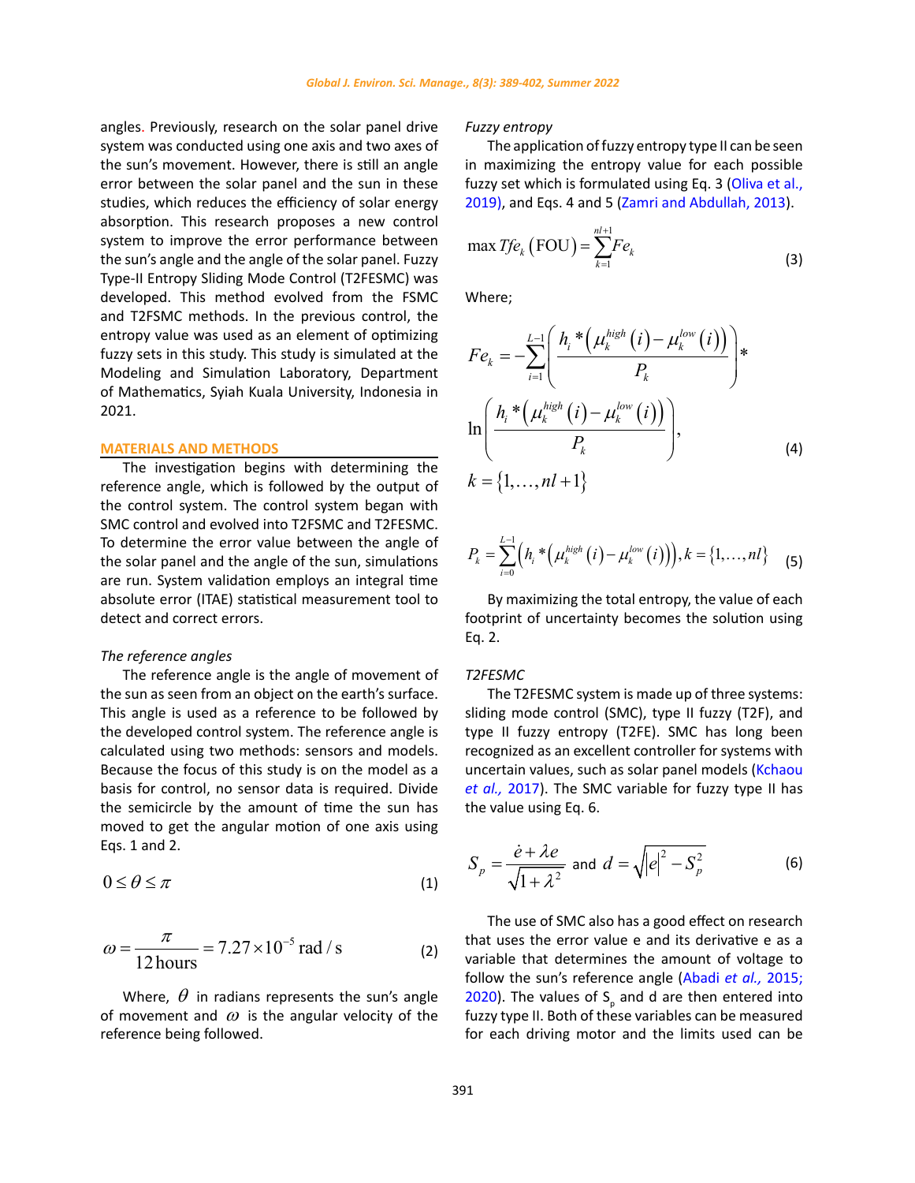angles. Previously, research on the solar panel drive system was conducted using one axis and two axes of the sun's movement. However, there is still an angle error between the solar panel and the sun in these studies, which reduces the efficiency of solar energy absorption. This research proposes a new control system to improve the error performance between the sun's angle and the angle of the solar panel. Fuzzy Type-II Entropy Sliding Mode Control (T2FESMC) was developed. This method evolved from the FSMC and T2FSMC methods. In the previous control, the entropy value was used as an element of optimizing fuzzy sets in this study. This study is simulated at the Modeling and Simulation Laboratory, Department of Mathematics, Syiah Kuala University, Indonesia in 2021.

## MATERIALS AND METHODS

The investigation begins with determining the reference angle, which is followed by the output of the control system. The control system began with SMC control and evolved into T2FSMC and T2FESMC. To determine the error value between the angle of the solar panel and the angle of the sun, simulations are run. System validation employs an integral time absolute error (ITAE) statistical measurement tool to detect and correct errors.

### *The reference angles*

The reference angle is the angle of movement of the sun as seen from an object on the earth's surface. This angle is used as a reference to be followed by the developed control system. The reference angle is calculated using two methods: sensors and models. Because the focus of this study is on the model as a basis for control, no sensor data is required. Divide the semicircle by the amount of time the sun has moved to get the angular motion of one axis using Eqs. 1 and 2.

$$0 \leq \theta \leq \pi \tag{1}$$

$$\omega = \frac{\pi}{12\,\text{hours}} = 7.27 \times 10^{-5}\ \text{rad/s} \tag{2}$$

Where, $\theta$ in radians represents the sun's angle of movement and $\omega$ is the angular velocity of the reference being followed.

### *Fuzzy entropy*

The application of fuzzy entropy type II can be seen in maximizing the entropy value for each possible fuzzy set which is formulated using Eq. 3 (Oliva et al., 2019), and Eqs. 4 and 5 (Zamri and Abdullah, 2013).

$$\max Tfe_k(\text{FOU}) = \sum_{k=1}^{nl+1} Fe_k \tag{3}$$

Where;

$$Fe_k = -\sum_{i=1}^{L-1}\left(\frac{h_i * \left(\mu_k^{high}(i) - \mu_k^{low}(i)\right)}{P_k}\right) * \ln\left(\frac{h_i * \left(\mu_k^{high}(i) - \mu_k^{low}(i)\right)}{P_k}\right), \quad k = \{1, \dots, nl+1\} \tag{4}$$

$$P_k = \sum_{i=0}^{L-1}\left(h_i * \left(\mu_k^{high}(i) - \mu_k^{low}(i)\right)\right), k = \{1, \dots, nl\} \tag{5}$$

By maximizing the total entropy, the value of each footprint of uncertainty becomes the solution using Eq. 2.

### *T2FESMC*

The T2FESMC system is made up of three systems: sliding mode control (SMC), type II fuzzy (T2F), and type II fuzzy entropy (T2FE). SMC has long been recognized as an excellent controller for systems with uncertain values, such as solar panel models (Kchaou *et al.,* 2017). The SMC variable for fuzzy type II has the value using Eq. 6.

$$S_p = \frac{\dot{e} + \lambda e}{\sqrt{1+\lambda^2}} \text{ and } d = \sqrt{|e|^2 - S_p^2} \tag{6}$$

The use of SMC also has a good effect on research that uses the error value e and its derivative e as a variable that determines the amount of voltage to follow the sun's reference angle (Abadi *et al.,* 2015; 2020). The values of $S_p$ and d are then entered into fuzzy type II. Both of these variables can be measured for each driving motor and the limits used can be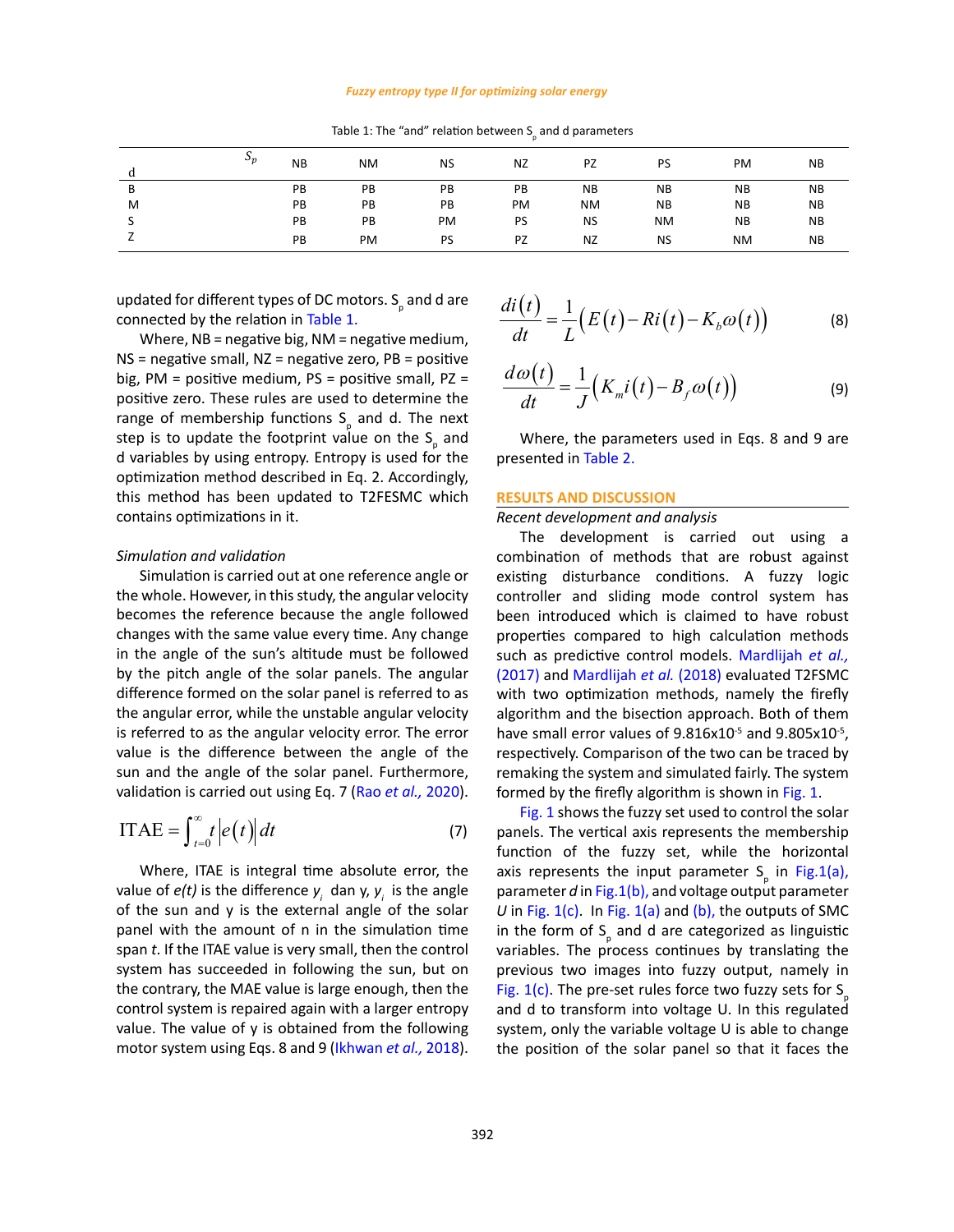Table 1: The "and" relation between $S_p$ and d parameters

| d \ $S_p$ | NB | NM | NS | NZ | PZ | PS | PM | NB |
|---|---|---|---|---|---|---|---|---|
| B | PB | PB | PB | PB | NB | NB | NB | NB |
| M | PB | PB | PB | PM | NM | NB | NB | NB |
| S | PB | PB | PM | PS | NS | NM | NB | NB |
| Z | PB | PM | PS | PZ | NZ | NS | NM | NB |

updated for different types of DC motors. $S_p$ and d are connected by the relation in Table 1.

Where, NB = negative big, NM = negative medium, NS = negative small, NZ = negative zero, PB = positive big, PM = positive medium, PS = positive small, PZ = positive zero. These rules are used to determine the range of membership functions $S_p$ and d. The next step is to update the footprint value on the $S_p$ and d variables by using entropy. Entropy is used for the optimization method described in Eq. 2. Accordingly, this method has been updated to T2FESMC which contains optimizations in it.

### *Simulation and validation*

Simulation is carried out at one reference angle or the whole. However, in this study, the angular velocity becomes the reference because the angle followed changes with the same value every time. Any change in the angle of the sun's altitude must be followed by the pitch angle of the solar panels. The angular difference formed on the solar panel is referred to as the angular error, while the unstable angular velocity is referred to as the angular velocity error. The error value is the difference between the angle of the sun and the angle of the solar panel. Furthermore, validation is carried out using Eq. 7 (Rao *et al.,* 2020).

$$\text{ITAE} = \int_{t=0}^{\infty} t\left|e(t)\right| dt \tag{7}$$

Where, ITAE is integral time absolute error, the value of *e(t)* is the difference $y_i$ dan y, $y_i$ is the angle of the sun and y is the external angle of the solar panel with the amount of n in the simulation time span *t*. If the ITAE value is very small, then the control system has succeeded in following the sun, but on the contrary, the MAE value is large enough, then the control system is repaired again with a larger entropy value. The value of y is obtained from the following motor system using Eqs. 8 and 9 (Ikhwan *et al.,* 2018).

$$\frac{di(t)}{dt} = \frac{1}{L}\left(E(t) - Ri(t) - K_b\omega(t)\right) \tag{8}$$

$$\frac{d\omega(t)}{dt} = \frac{1}{J}\left(K_m i(t) - B_f\omega(t)\right) \tag{9}$$

Where, the parameters used in Eqs. 8 and 9 are presented in Table 2.

## RESULTS AND DISCUSSION

### *Recent development and analysis*

The development is carried out using a combination of methods that are robust against existing disturbance conditions. A fuzzy logic controller and sliding mode control system has been introduced which is claimed to have robust properties compared to high calculation methods such as predictive control models. Mardlijah *et al.,* (2017) and Mardlijah *et al.* (2018) evaluated T2FSMC with two optimization methods, namely the firefly algorithm and the bisection approach. Both of them have small error values of $9.816 \times 10^{-5}$ and $9.805 \times 10^{-5}$, respectively. Comparison of the two can be traced by remaking the system and simulated fairly. The system formed by the firefly algorithm is shown in Fig. 1.

Fig. 1 shows the fuzzy set used to control the solar panels. The vertical axis represents the membership function of the fuzzy set, while the horizontal axis represents the input parameter $S_p$ in Fig.1(a), parameter *d* in Fig.1(b), and voltage output parameter *U* in Fig. 1(c). In Fig. 1(a) and (b), the outputs of SMC in the form of $S_p$ and d are categorized as linguistic variables. The process continues by translating the previous two images into fuzzy output, namely in Fig. 1(c). The pre-set rules force two fuzzy sets for $S_p$ and d to transform into voltage U. In this regulated system, only the variable voltage U is able to change the position of the solar panel so that it faces the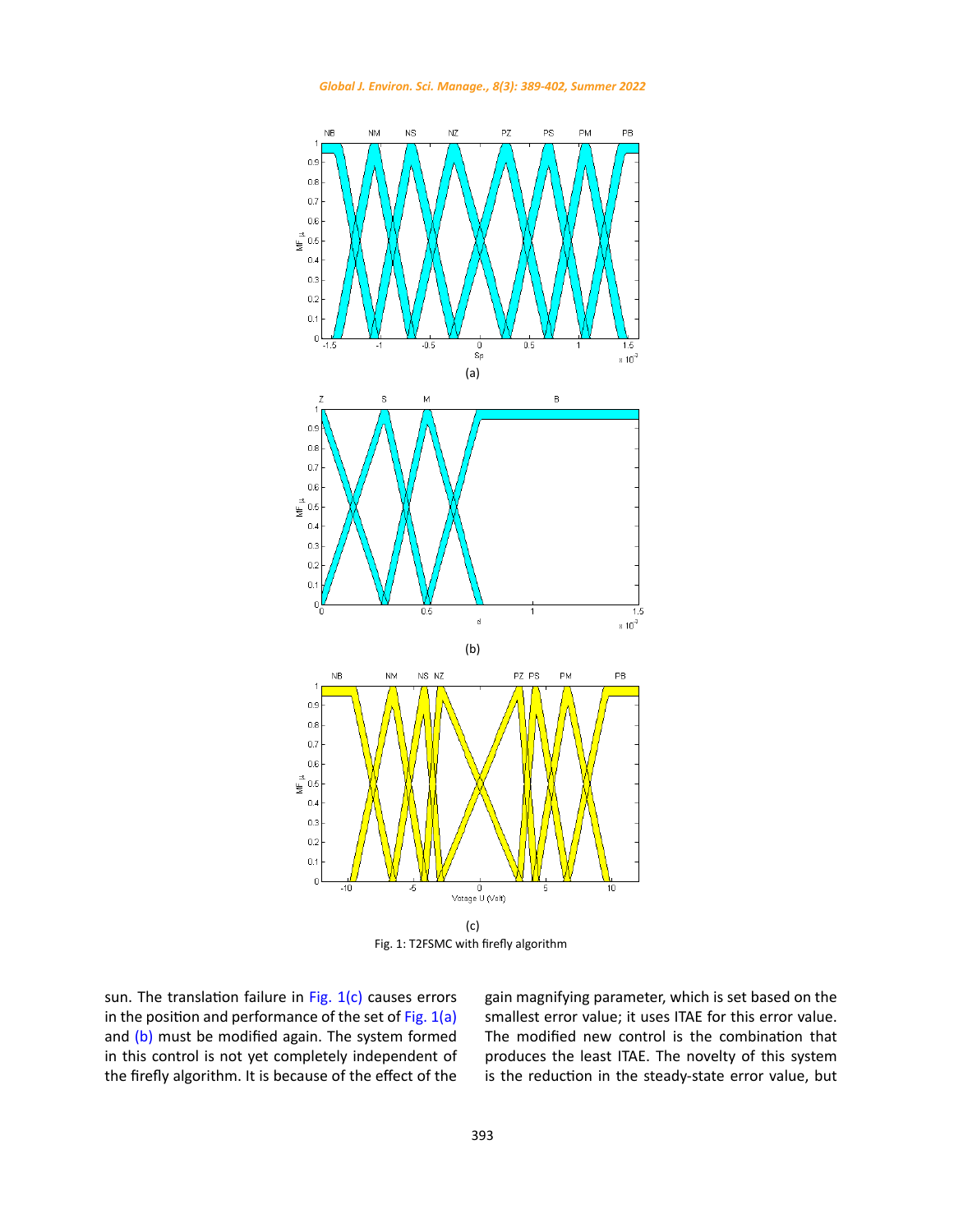(a)

(b)

(c)

Fig. 1: T2FSMC with firefly algorithm

sun. The translation failure in Fig. 1(c) causes errors in the position and performance of the set of Fig. 1(a) and (b) must be modified again. The system formed in this control is not yet completely independent of the firefly algorithm. It is because of the effect of the gain magnifying parameter, which is set based on the smallest error value; it uses ITAE for this error value. The modified new control is the combination that produces the least ITAE. The novelty of this system is the reduction in the steady-state error value, but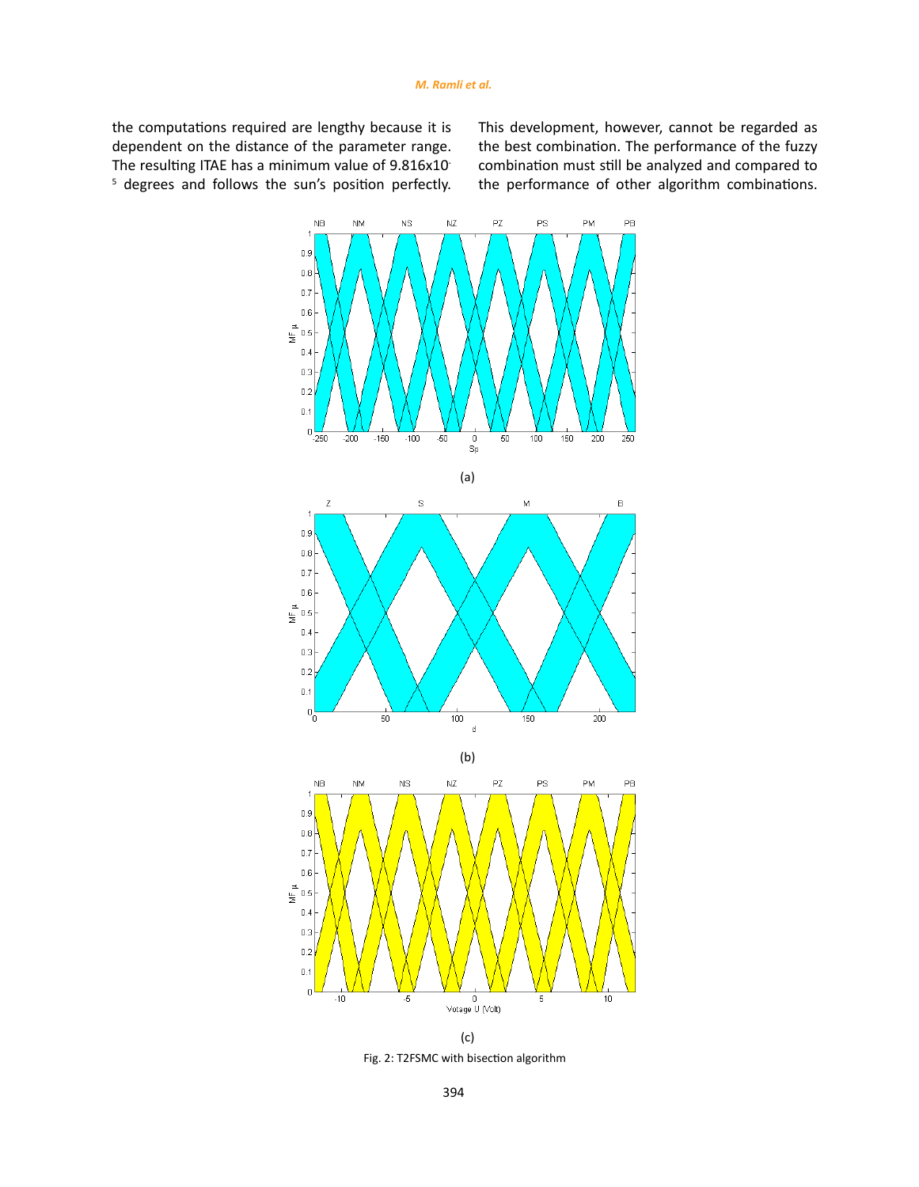the computations required are lengthy because it is dependent on the distance of the parameter range. The resulting ITAE has a minimum value of $9.816 \times 10^{-5}$ degrees and follows the sun's position perfectly. This development, however, cannot be regarded as the best combination. The performance of the fuzzy combination must still be analyzed and compared to the performance of other algorithm combinations.

(a)

(b)

(c)

Fig. 2: T2FSMC with bisection algorithm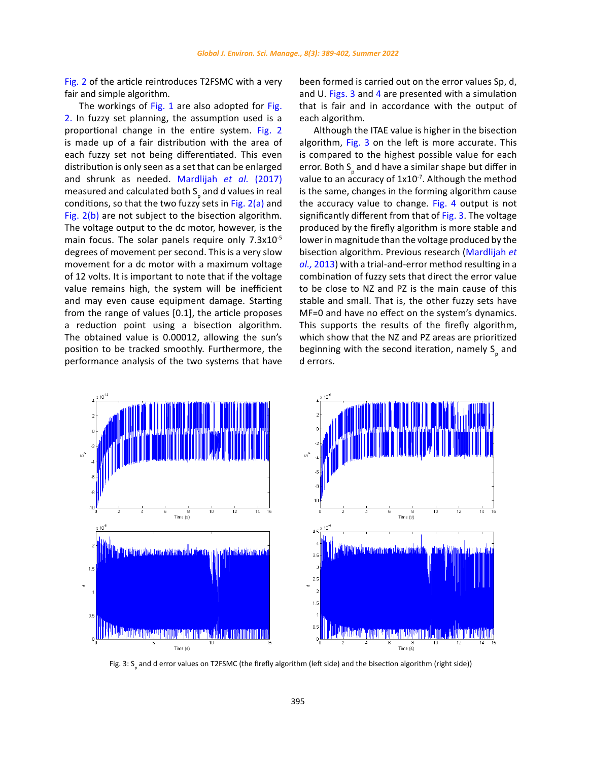Fig. 2 of the article reintroduces T2FSMC with a very fair and simple algorithm.

The workings of Fig. 1 are also adopted for Fig. 2. In fuzzy set planning, the assumption used is a proportional change in the entire system. Fig. 2 is made up of a fair distribution with the area of each fuzzy set not being differentiated. This even distribution is only seen as a set that can be enlarged and shrunk as needed. Mardlijah *et al.* (2017) measured and calculated both $S_p$ and d values in real conditions, so that the two fuzzy sets in Fig. 2(a) and Fig. 2(b) are not subject to the bisection algorithm. The voltage output to the dc motor, however, is the main focus. The solar panels require only $7.3 \times 10^{-5}$ degrees of movement per second. This is a very slow movement for a dc motor with a maximum voltage of 12 volts. It is important to note that if the voltage value remains high, the system will be inefficient and may even cause equipment damage. Starting from the range of values [0.1], the article proposes a reduction point using a bisection algorithm. The obtained value is 0.00012, allowing the sun's position to be tracked smoothly. Furthermore, the performance analysis of the two systems that have been formed is carried out on the error values Sp, d, and U. Figs. 3 and 4 are presented with a simulation that is fair and in accordance with the output of each algorithm.

Although the ITAE value is higher in the bisection algorithm, Fig. 3 on the left is more accurate. This is compared to the highest possible value for each error. Both $S_p$ and d have a similar shape but differ in value to an accuracy of $1 \times 10^{-7}$. Although the method is the same, changes in the forming algorithm cause the accuracy value to change. Fig. 4 output is not significantly different from that of Fig. 3. The voltage produced by the firefly algorithm is more stable and lower in magnitude than the voltage produced by the bisection algorithm. Previous research (Mardlijah *et al.,* 2013) with a trial-and-error method resulting in a combination of fuzzy sets that direct the error value to be close to NZ and PZ is the main cause of this stable and small. That is, the other fuzzy sets have MF=0 and have no effect on the system's dynamics. This supports the results of the firefly algorithm, which show that the NZ and PZ areas are prioritized beginning with the second iteration, namely $S_p$ and d errors.

Fig. 3: $S_p$ and d error values on T2FSMC (the firefly algorithm (left side) and the bisection algorithm (right side))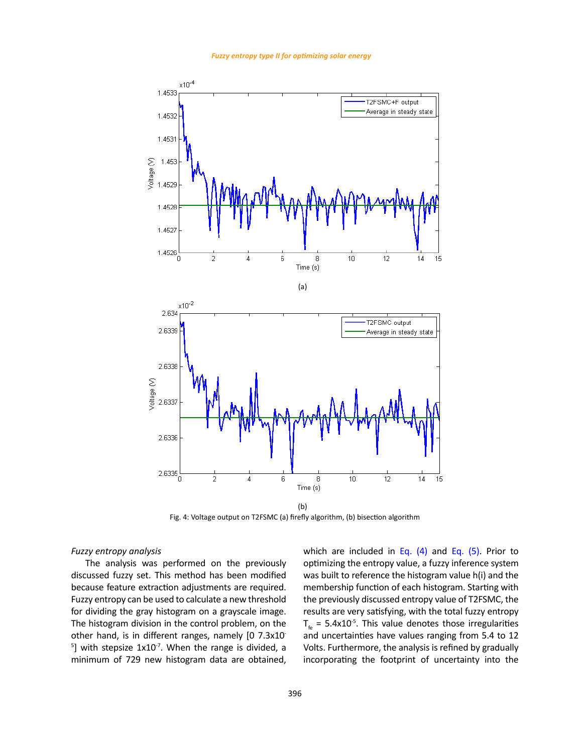Fig. 4: Voltage output on T2FSMC (a) firefly algorithm, (b) bisection algorithm

*Fuzzy entropy analysis*

The analysis was performed on the previously discussed fuzzy set. This method has been modified because feature extraction adjustments are required. Fuzzy entropy can be used to calculate a new threshold for dividing the gray histogram on a grayscale image. The histogram division in the control problem, on the other hand, is in different ranges, namely [0 $7.3 \times 10^{-5}$] with stepsize $1 \times 10^{-7}$. When the range is divided, a minimum of 729 new histogram data are obtained, which are included in Eq. (4) and Eq. (5). Prior to optimizing the entropy value, a fuzzy inference system was built to reference the histogram value h(i) and the membership function of each histogram. Starting with the previously discussed entropy value of T2FSMC, the results are very satisfying, with the total fuzzy entropy $T_{fe} = 5.4 \times 10^{-5}$. This value denotes those irregularities and uncertainties have values ranging from 5.4 to 12 Volts. Furthermore, the analysis is refined by gradually incorporating the footprint of uncertainty into the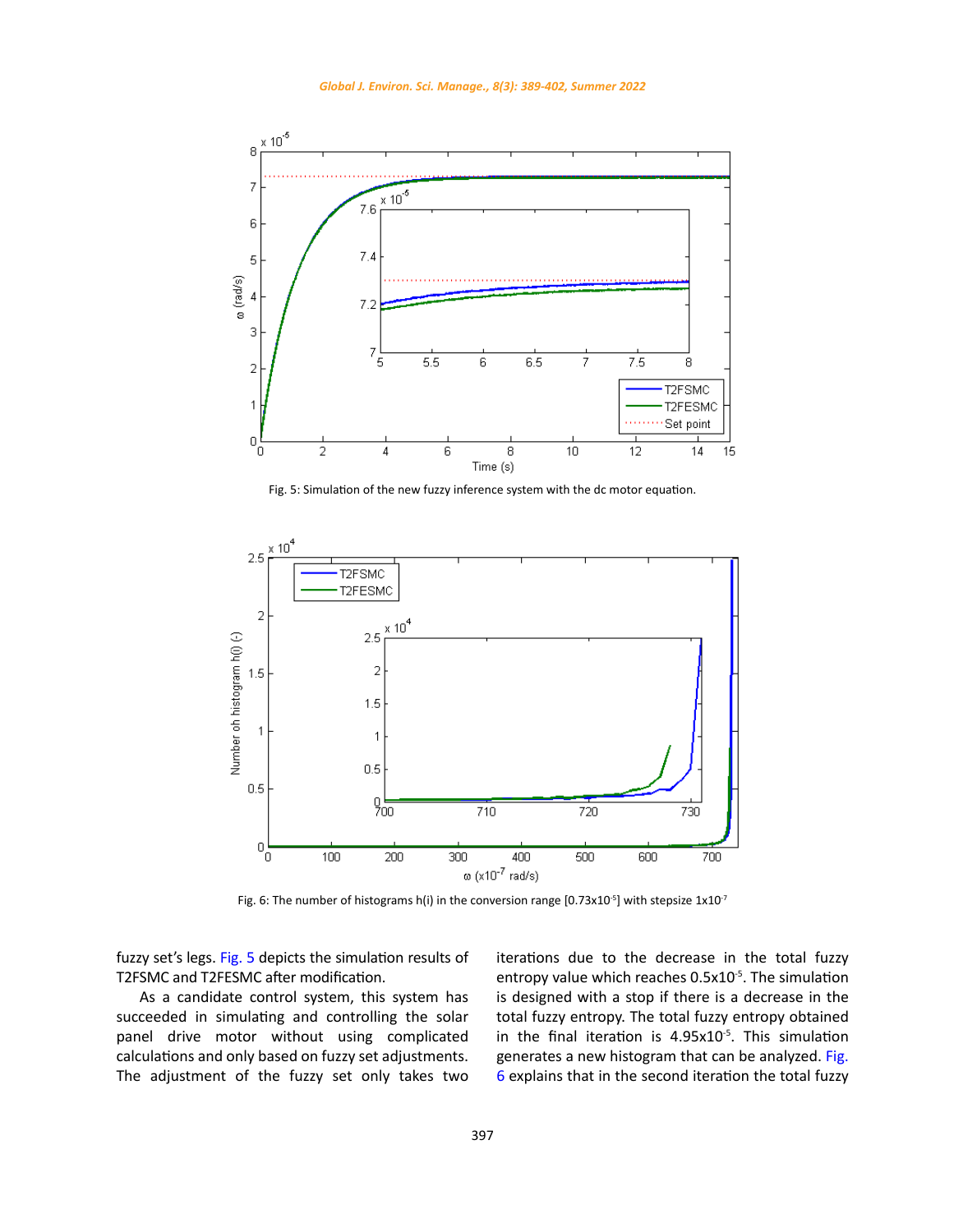Fig. 5: Simulation of the new fuzzy inference system with the dc motor equation.

Fig. 6: The number of histograms h(i) in the conversion range [0.73x10$^{-5}$] with stepsize 1x10$^{-7}$

fuzzy set's legs. Fig. 5 depicts the simulation results of T2FSMC and T2FESMC after modification.

As a candidate control system, this system has succeeded in simulating and controlling the solar panel drive motor without using complicated calculations and only based on fuzzy set adjustments. The adjustment of the fuzzy set only takes two iterations due to the decrease in the total fuzzy entropy value which reaches 0.5x10$^{-5}$. The simulation is designed with a stop if there is a decrease in the total fuzzy entropy. The total fuzzy entropy obtained in the final iteration is 4.95x10$^{-5}$. This simulation generates a new histogram that can be analyzed. Fig. 6 explains that in the second iteration the total fuzzy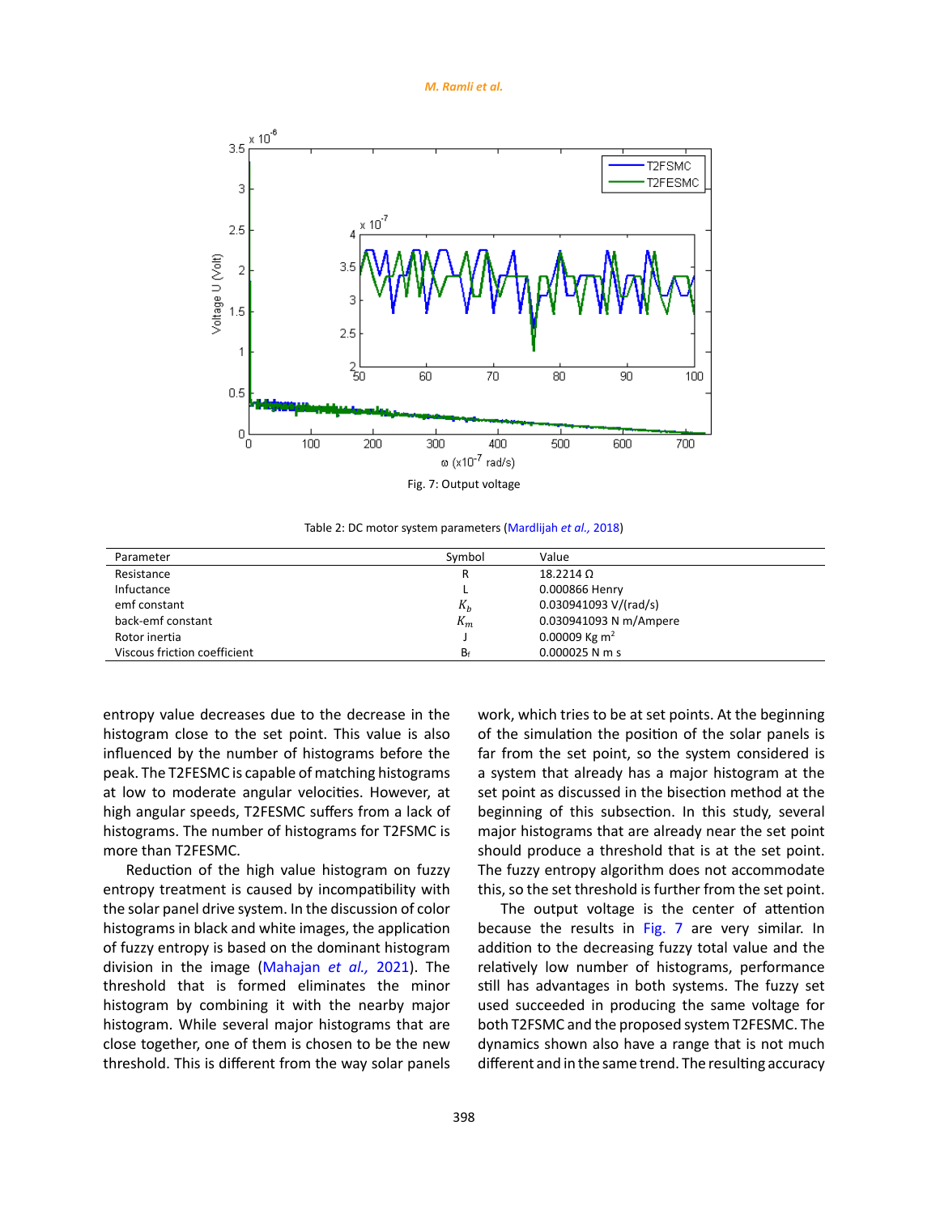Fig. 7: Output voltage

Table 2: DC motor system parameters (Mardlijah *et al.,* 2018)

| Parameter | Symbol | Value |
|---|---|---|
| Resistance | R | 18.2214 Ω |
| Infuctance | L | 0.000866 Henry |
| emf constant | $K_b$ | 0.030941093 V/(rad/s) |
| back-emf constant | $K_m$ | 0.030941093 N m/Ampere |
| Rotor inertia | J | 0.00009 Kg m$^2$ |
| Viscous friction coefficient | $B_f$ | 0.000025 N m s |

entropy value decreases due to the decrease in the histogram close to the set point. This value is also influenced by the number of histograms before the peak. The T2FESMC is capable of matching histograms at low to moderate angular velocities. However, at high angular speeds, T2FESMC suffers from a lack of histograms. The number of histograms for T2FSMC is more than T2FESMC.

Reduction of the high value histogram on fuzzy entropy treatment is caused by incompatibility with the solar panel drive system. In the discussion of color histograms in black and white images, the application of fuzzy entropy is based on the dominant histogram division in the image (Mahajan *et al.,* 2021). The threshold that is formed eliminates the minor histogram by combining it with the nearby major histogram. While several major histograms that are close together, one of them is chosen to be the new threshold. This is different from the way solar panels work, which tries to be at set points. At the beginning of the simulation the position of the solar panels is far from the set point, so the system considered is a system that already has a major histogram at the set point as discussed in the bisection method at the beginning of this subsection. In this study, several major histograms that are already near the set point should produce a threshold that is at the set point. The fuzzy entropy algorithm does not accommodate this, so the set threshold is further from the set point.

The output voltage is the center of attention because the results in Fig. 7 are very similar. In addition to the decreasing fuzzy total value and the relatively low number of histograms, performance still has advantages in both systems. The fuzzy set used succeeded in producing the same voltage for both T2FSMC and the proposed system T2FESMC. The dynamics shown also have a range that is not much different and in the same trend. The resulting accuracy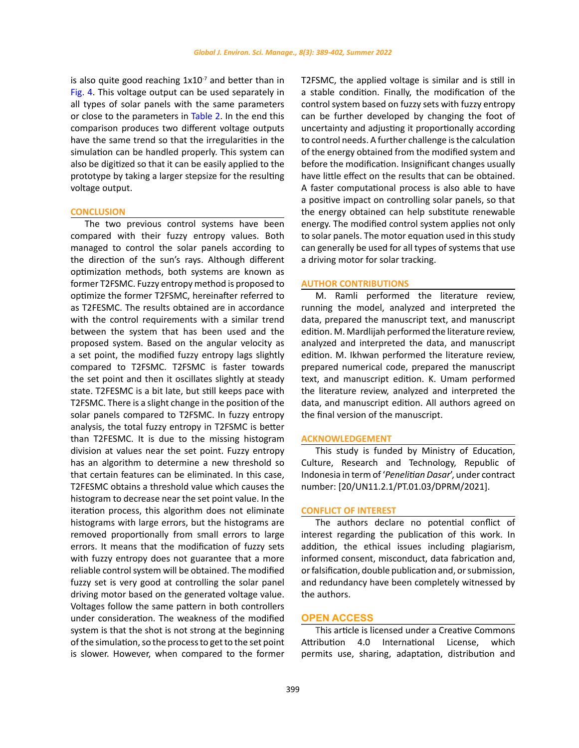is also quite good reaching $1x10^{-7}$ and better than in Fig. 4. This voltage output can be used separately in all types of solar panels with the same parameters or close to the parameters in Table 2. In the end this comparison produces two different voltage outputs have the same trend so that the irregularities in the simulation can be handled properly. This system can also be digitized so that it can be easily applied to the prototype by taking a larger stepsize for the resulting voltage output.

## CONCLUSION

The two previous control systems have been compared with their fuzzy entropy values. Both managed to control the solar panels according to the direction of the sun's rays. Although different optimization methods, both systems are known as former T2FSMC. Fuzzy entropy method is proposed to optimize the former T2FSMC, hereinafter referred to as T2FESMC. The results obtained are in accordance with the control requirements with a similar trend between the system that has been used and the proposed system. Based on the angular velocity as a set point, the modified fuzzy entropy lags slightly compared to T2FSMC. T2FSMC is faster towards the set point and then it oscillates slightly at steady state. T2FESMC is a bit late, but still keeps pace with T2FSMC. There is a slight change in the position of the solar panels compared to T2FSMC. In fuzzy entropy analysis, the total fuzzy entropy in T2FSMC is better than T2FESMC. It is due to the missing histogram division at values near the set point. Fuzzy entropy has an algorithm to determine a new threshold so that certain features can be eliminated. In this case, T2FESMC obtains a threshold value which causes the histogram to decrease near the set point value. In the iteration process, this algorithm does not eliminate histograms with large errors, but the histograms are removed proportionally from small errors to large errors. It means that the modification of fuzzy sets with fuzzy entropy does not guarantee that a more reliable control system will be obtained. The modified fuzzy set is very good at controlling the solar panel driving motor based on the generated voltage value. Voltages follow the same pattern in both controllers under consideration. The weakness of the modified system is that the shot is not strong at the beginning of the simulation, so the process to get to the set point is slower. However, when compared to the former T2FSMC, the applied voltage is similar and is still in a stable condition. Finally, the modification of the control system based on fuzzy sets with fuzzy entropy can be further developed by changing the foot of uncertainty and adjusting it proportionally according to control needs. A further challenge is the calculation of the energy obtained from the modified system and before the modification. Insignificant changes usually have little effect on the results that can be obtained. A faster computational process is also able to have a positive impact on controlling solar panels, so that the energy obtained can help substitute renewable energy. The modified control system applies not only to solar panels. The motor equation used in this study can generally be used for all types of systems that use a driving motor for solar tracking.

## AUTHOR CONTRIBUTIONS

M. Ramli performed the literature review, running the model, analyzed and interpreted the data, prepared the manuscript text, and manuscript edition. M. Mardlijah performed the literature review, analyzed and interpreted the data, and manuscript edition. M. Ikhwan performed the literature review, prepared numerical code, prepared the manuscript text, and manuscript edition. K. Umam performed the literature review, analyzed and interpreted the data, and manuscript edition. All authors agreed on the final version of the manuscript.

## ACKNOWLEDGEMENT

This study is funded by Ministry of Education, Culture, Research and Technology, Republic of Indonesia in term of '*Penelitian Dasar*', under contract number: [20/UN11.2.1/PT.01.03/DPRM/2021].

## CONFLICT OF INTEREST

The authors declare no potential conflict of interest regarding the publication of this work. In addition, the ethical issues including plagiarism, informed consent, misconduct, data fabrication and, or falsification, double publication and, or submission, and redundancy have been completely witnessed by the authors.

## OPEN ACCESS

This article is licensed under a Creative Commons Attribution 4.0 International License, which permits use, sharing, adaptation, distribution and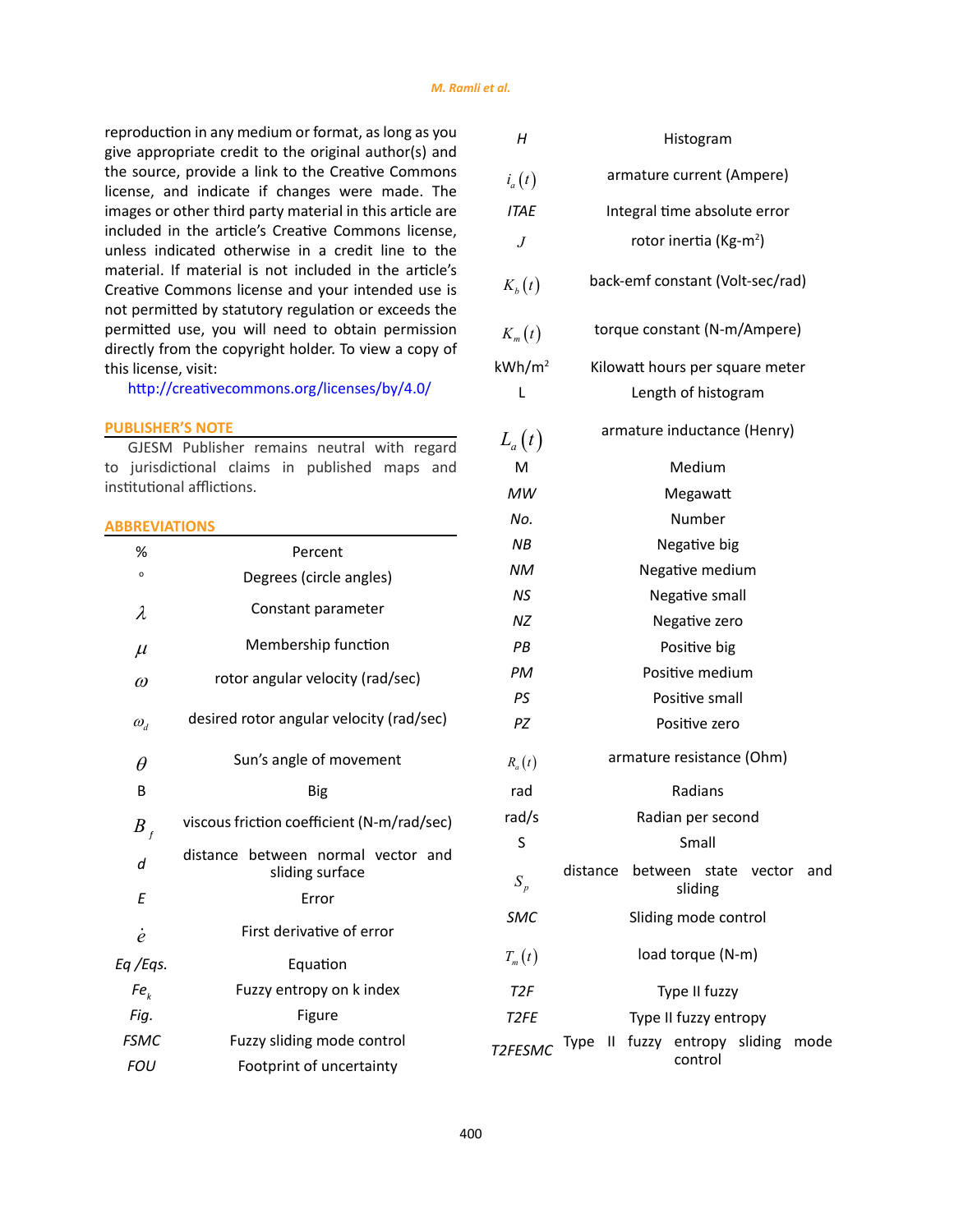reproduction in any medium or format, as long as you give appropriate credit to the original author(s) and the source, provide a link to the Creative Commons license, and indicate if changes were made. The images or other third party material in this article are included in the article's Creative Commons license, unless indicated otherwise in a credit line to the material. If material is not included in the article's Creative Commons license and your intended use is not permitted by statutory regulation or exceeds the permitted use, you will need to obtain permission directly from the copyright holder. To view a copy of this license, visit:
http://creativecommons.org/licenses/by/4.0/

## PUBLISHER'S NOTE

GJESM Publisher remains neutral with regard to jurisdictional claims in published maps and institutional afflictions.

## ABBREVIATIONS

| | |
|---|---|
| % | Percent |
| ° | Degrees (circle angles) |
| $\lambda$ | Constant parameter |
| $\mu$ | Membership function |
| $\omega$ | rotor angular velocity (rad/sec) |
| $\omega_d$ | desired rotor angular velocity (rad/sec) |
| $\theta$ | Sun's angle of movement |
| B | Big |
| $B_f$ | viscous friction coefficient (N-m/rad/sec) |
| *d* | distance between normal vector and sliding surface |
| *E* | Error |
| $\dot{e}$ | First derivative of error |
| *Eq /Eqs.* | Equation |
| $Fe_k$ | Fuzzy entropy on k index |
| *Fig.* | Figure |
| *FSMC* | Fuzzy sliding mode control |
| *FOU* | Footprint of uncertainty |
| *H* | Histogram |
| $i_a(t)$ | armature current (Ampere) |
| *ITAE* | Integral time absolute error |
| *J* | rotor inertia (Kg-m$^2$) |
| $K_b(t)$ | back-emf constant (Volt-sec/rad) |
| $K_m(t)$ | torque constant (N-m/Ampere) |
| kWh/m$^2$ | Kilowatt hours per square meter |
| L | Length of histogram |
| $L_a(t)$ | armature inductance (Henry) |
| M | Medium |
| *MW* | Megawatt |
| *No.* | Number |
| *NB* | Negative big |
| *NM* | Negative medium |
| *NS* | Negative small |
| *NZ* | Negative zero |
| *PB* | Positive big |
| *PM* | Positive medium |
| *PS* | Positive small |
| *PZ* | Positive zero |
| $R_a(t)$ | armature resistance (Ohm) |
| rad | Radians |
| rad/s | Radian per second |
| S | Small |
| $S_p$ | distance between state vector and sliding |
| *SMC* | Sliding mode control |
| $T_m(t)$ | load torque (N-m) |
| *T2F* | Type II fuzzy |
| *T2FE* | Type II fuzzy entropy |
| *T2FESMC* | Type II fuzzy entropy sliding mode control |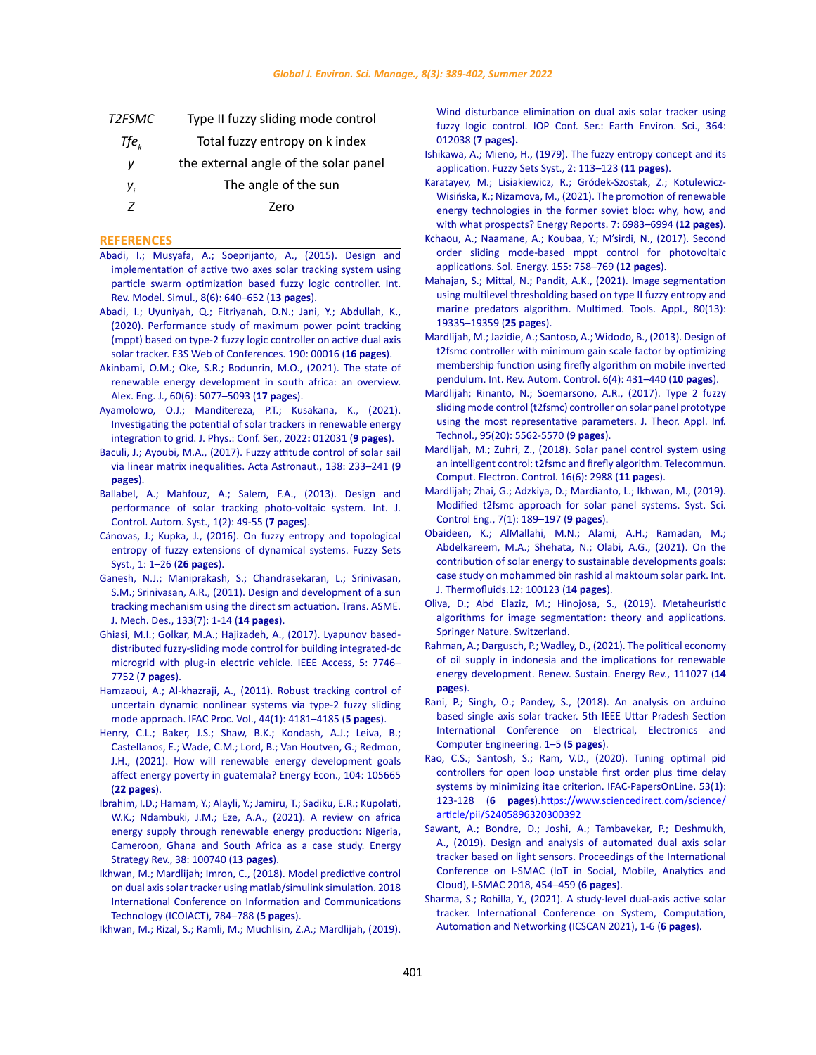| | |
|---|---|
| *T2FSMC* | Type II fuzzy sliding mode control |
| $Tfe_k$ | Total fuzzy entropy on k index |
| *y* | the external angle of the solar panel |
| $y_i$ | The angle of the sun |
| *Z* | Zero |

## REFERENCES

Abadi, I.; Musyafa, A.; Soeprijanto, A., (2015). Design and implementation of active two axes solar tracking system using particle swarm optimization based fuzzy logic controller. Int. Rev. Model. Simul., 8(6): 640–652 (**13 pages**).

Abadi, I.; Uyuniyah, Q.; Fitriyanah, D.N.; Jani, Y.; Abdullah, K., (2020). Performance study of maximum power point tracking (mppt) based on type-2 fuzzy logic controller on active dual axis solar tracker. E3S Web of Conferences. 190: 00016 (**16 pages**).

Akinbami, O.M.; Oke, S.R.; Bodunrin, M.O., (2021). The state of renewable energy development in south africa: an overview. Alex. Eng. J., 60(6): 5077–5093 (**17 pages**).

Ayamolowo, O.J.; Manditereza, P.T.; Kusakana, K., (2021). Investigating the potential of solar trackers in renewable energy integration to grid. J. Phys.: Conf. Ser., 2022**:** 012031 (**9 pages**).

Baculi, J.; Ayoubi, M.A., (2017). Fuzzy attitude control of solar sail via linear matrix inequalities. Acta Astronaut., 138: 233–241 (**9 pages**).

Ballabel, A.; Mahfouz, A.; Salem, F.A., (2013). Design and performance of solar tracking photo-voltaic system. Int. J. Control. Autom. Syst., 1(2): 49-55 (**7 pages**).

Cánovas, J.; Kupka, J., (2016). On fuzzy entropy and topological entropy of fuzzy extensions of dynamical systems. Fuzzy Sets Syst., 1: 1–26 (**26 pages**).

Ganesh, N.J.; Maniprakash, S.; Chandrasekaran, L.; Srinivasan, S.M.; Srinivasan, A.R., (2011). Design and development of a sun tracking mechanism using the direct sm actuation. Trans. ASME. J. Mech. Des., 133(7): 1-14 (**14 pages**).

Ghiasi, M.I.; Golkar, M.A.; Hajizadeh, A., (2017). Lyapunov based-distributed fuzzy-sliding mode control for building integrated-dc microgrid with plug-in electric vehicle. IEEE Access, 5: 7746–7752 (**7 pages**).

Hamzaoui, A.; Al-khazraji, A., (2011). Robust tracking control of uncertain dynamic nonlinear systems via type-2 fuzzy sliding mode approach. IFAC Proc. Vol., 44(1): 4181–4185 (**5 pages**).

Henry, C.L.; Baker, J.S.; Shaw, B.K.; Kondash, A.J.; Leiva, B.; Castellanos, E.; Wade, C.M.; Lord, B.; Van Houtven, G.; Redmon, J.H., (2021). How will renewable energy development goals affect energy poverty in guatemala? Energy Econ., 104: 105665 (**22 pages**).

Ibrahim, I.D.; Hamam, Y.; Alayli, Y.; Jamiru, T.; Sadiku, E.R.; Kupolati, W.K.; Ndambuki, J.M.; Eze, A.A., (2021). A review on africa energy supply through renewable energy production: Nigeria, Cameroon, Ghana and South Africa as a case study. Energy Strategy Rev., 38: 100740 (**13 pages**).

Ikhwan, M.; Mardlijah; Imron, C., (2018). Model predictive control on dual axis solar tracker using matlab/simulink simulation. 2018 International Conference on Information and Communications Technology (ICOIACT), 784–788 (**5 pages**).

Ikhwan, M.; Rizal, S.; Ramli, M.; Muchlisin, Z.A.; Mardlijah, (2019). Wind disturbance elimination on dual axis solar tracker using fuzzy logic control. IOP Conf. Ser.: Earth Environ. Sci., 364: 012038 (**7 pages).**

Ishikawa, A.; Mieno, H., (1979). The fuzzy entropy concept and its application. Fuzzy Sets Syst., 2: 113–123 (**11 pages**).

Karatayev, M.; Lisiakiewicz, R.; Gródek-Szostak, Z.; Kotulewicz-Wisińska, K.; Nizamova, M., (2021). The promotion of renewable energy technologies in the former soviet bloc: why, how, and with what prospects? Energy Reports. 7: 6983–6994 (**12 pages**).

Kchaou, A.; Naamane, A.; Koubaa, Y.; M'sirdi, N., (2017). Second order sliding mode-based mppt control for photovoltaic applications. Sol. Energy. 155: 758–769 (**12 pages**).

Mahajan, S.; Mittal, N.; Pandit, A.K., (2021). Image segmentation using multilevel thresholding based on type II fuzzy entropy and marine predators algorithm. Multimed. Tools. Appl., 80(13): 19335–19359 (**25 pages**).

Mardlijah, M.; Jazidie, A.; Santoso, A.; Widodo, B., (2013). Design of t2fsmc controller with minimum gain scale factor by optimizing membership function using firefly algorithm on mobile inverted pendulum. Int. Rev. Autom. Control. 6(4): 431–440 (**10 pages**).

Mardlijah; Rinanto, N.; Soemarsono, A.R., (2017). Type 2 fuzzy sliding mode control (t2fsmc) controller on solar panel prototype using the most representative parameters. J. Theor. Appl. Inf. Technol., 95(20): 5562-5570 (**9 pages**).

Mardlijah, M.; Zuhri, Z., (2018). Solar panel control system using an intelligent control: t2fsmc and firefly algorithm. Telecommun. Comput. Electron. Control. 16(6): 2988 (**11 pages**).

Mardlijah; Zhai, G.; Adzkiya, D.; Mardianto, L.; Ikhwan, M., (2019). Modified t2fsmc approach for solar panel systems. Syst. Sci. Control Eng., 7(1): 189–197 (**9 pages**).

Obaideen, K.; AlMallahi, M.N.; Alami, A.H.; Ramadan, M.; Abdelkareem, M.A.; Shehata, N.; Olabi, A.G., (2021). On the contribution of solar energy to sustainable developments goals: case study on mohammed bin rashid al maktoum solar park. Int. J. Thermofluids.12: 100123 (**14 pages**).

Oliva, D.; Abd Elaziz, M.; Hinojosa, S., (2019). Metaheuristic algorithms for image segmentation: theory and applications. Springer Nature. Switzerland.

Rahman, A.; Dargusch, P.; Wadley, D., (2021). The political economy of oil supply in indonesia and the implications for renewable energy development. Renew. Sustain. Energy Rev., 111027 (**14 pages**).

Rani, P.; Singh, O.; Pandey, S., (2018). An analysis on arduino based single axis solar tracker. 5th IEEE Uttar Pradesh Section International Conference on Electrical, Electronics and Computer Engineering. 1–5 (**5 pages**).

Rao, C.S.; Santosh, S.; Ram, V.D., (2020). Tuning optimal pid controllers for open loop unstable first order plus time delay systems by minimizing itae criterion. IFAC-PapersOnLine. 53(1): 123-128 (**6 pages**).https://www.sciencedirect.com/science/article/pii/S2405896320300392

Sawant, A.; Bondre, D.; Joshi, A.; Tambavekar, P.; Deshmukh, A., (2019). Design and analysis of automated dual axis solar tracker based on light sensors. Proceedings of the International Conference on I-SMAC (IoT in Social, Mobile, Analytics and Cloud), I-SMAC 2018, 454–459 (**6 pages**).

Sharma, S.; Rohilla, Y., (2021). A study-level dual-axis active solar tracker. International Conference on System, Computation, Automation and Networking (ICSCAN 2021), 1-6 (**6 pages**).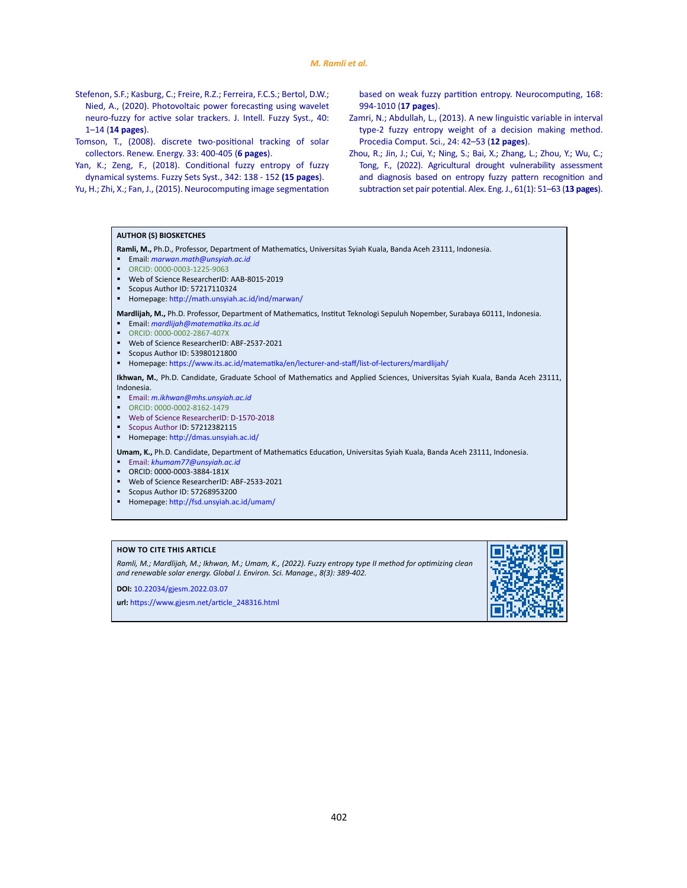Stefenon, S.F.; Kasburg, C.; Freire, R.Z.; Ferreira, F.C.S.; Bertol, D.W.; Nied, A., (2020). Photovoltaic power forecasting using wavelet neuro-fuzzy for active solar trackers. J. Intell. Fuzzy Syst., 40: 1–14 (**14 pages**).

Tomson, T., (2008). discrete two-positional tracking of solar collectors. Renew. Energy. 33: 400-405 (**6 pages**).

Yan, K.; Zeng, F., (2018). Conditional fuzzy entropy of fuzzy dynamical systems. Fuzzy Sets Syst., 342: 138 - 152 **(15 pages**).

Yu, H.; Zhi, X.; Fan, J., (2015). Neurocomputing image segmentation based on weak fuzzy partition entropy. Neurocomputing, 168: 994-1010 (**17 pages**).

Zamri, N.; Abdullah, L., (2013). A new linguistic variable in interval type-2 fuzzy entropy weight of a decision making method. Procedia Comput. Sci., 24: 42–53 (**12 pages**).

Zhou, R.; Jin, J.; Cui, Y.; Ning, S.; Bai, X.; Zhang, L.; Zhou, Y.; Wu, C.; Tong, F., (2022). Agricultural drought vulnerability assessment and diagnosis based on entropy fuzzy pattern recognition and subtraction set pair potential. Alex. Eng. J., 61(1): 51–63 (**13 pages**).

**AUTHOR (S) BIOSKETCHES**

**Ramli, M.,** Ph.D., Professor, Department of Mathematics, Universitas Syiah Kuala, Banda Aceh 23111, Indonesia.

- Email: *marwan.math@unsyiah.ac.id*
- ORCID: 0000-0003-1225-9063
- Web of Science ResearcherID: AAB-8015-2019
- Scopus Author ID: 57217110324
- Homepage: http://math.unsyiah.ac.id/ind/marwan/

**Mardlijah, M.,** Ph.D. Professor, Department of Mathematics, Institut Teknologi Sepuluh Nopember, Surabaya 60111, Indonesia.

- Email: *mardlijah@matematika.its.ac.id*
- ORCID: 0000-0002-2867-407X
- Web of Science ResearcherID: ABF-2537-2021
- Scopus Author ID: 53980121800
- Homepage: https://www.its.ac.id/matematika/en/lecturer-and-staff/list-of-lecturers/mardlijah/

**Ikhwan, M.**, Ph.D. Candidate, Graduate School of Mathematics and Applied Sciences, Universitas Syiah Kuala, Banda Aceh 23111, Indonesia.

- Email: *m.ikhwan@mhs.unsyiah.ac.id*
- ORCID: 0000-0002-8162-1479
- Web of Science ResearcherID: D-1570-2018
- Scopus Author ID: 57212382115
- Homepage: http://dmas.unsyiah.ac.id/

**Umam, K.,** Ph.D. Candidate, Department of Mathematics Education, Universitas Syiah Kuala, Banda Aceh 23111, Indonesia.

- Email: *khumam77@unsyiah.ac.id*
- ORCID: 0000-0003-3884-181X
- Web of Science ResearcherID: ABF-2533-2021
- Scopus Author ID: 57268953200
- Homepage: http://fsd.unsyiah.ac.id/umam/

**HOW TO CITE THIS ARTICLE**

*Ramli, M.; Mardlijah, M.; Ikhwan, M.; Umam, K., (2022). Fuzzy entropy type II method for optimizing clean and renewable solar energy. Global J. Environ. Sci. Manage., 8(3): 389-402.*

**DOI:** 10.22034/gjesm.2022.03.07

**url:** https://www.gjesm.net/article_248316.html